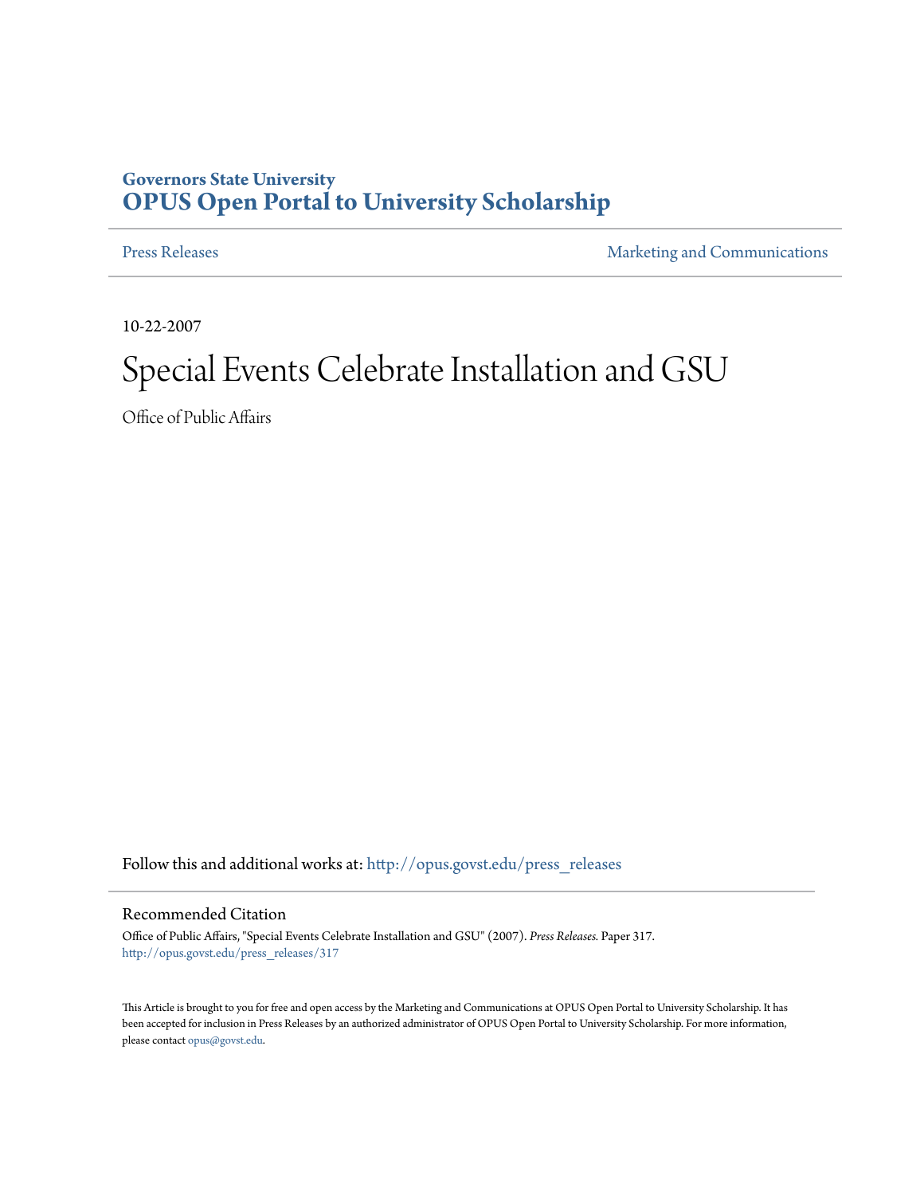Governors State University

# OPUS Open Portal to University Scholarship

Press Releases | Marketing and Communications

10-22-2007

# Special Events Celebrate Installation and GSU

Office of Public Affairs

Follow this and additional works at: http://opus.govst.edu/press_releases

## Recommended Citation

Office of Public Affairs, "Special Events Celebrate Installation and GSU" (2007). *Press Releases.* Paper 317.
http://opus.govst.edu/press_releases/317

This Article is brought to you for free and open access by the Marketing and Communications at OPUS Open Portal to University Scholarship. It has been accepted for inclusion in Press Releases by an authorized administrator of OPUS Open Portal to University Scholarship. For more information, please contact opus@govst.edu.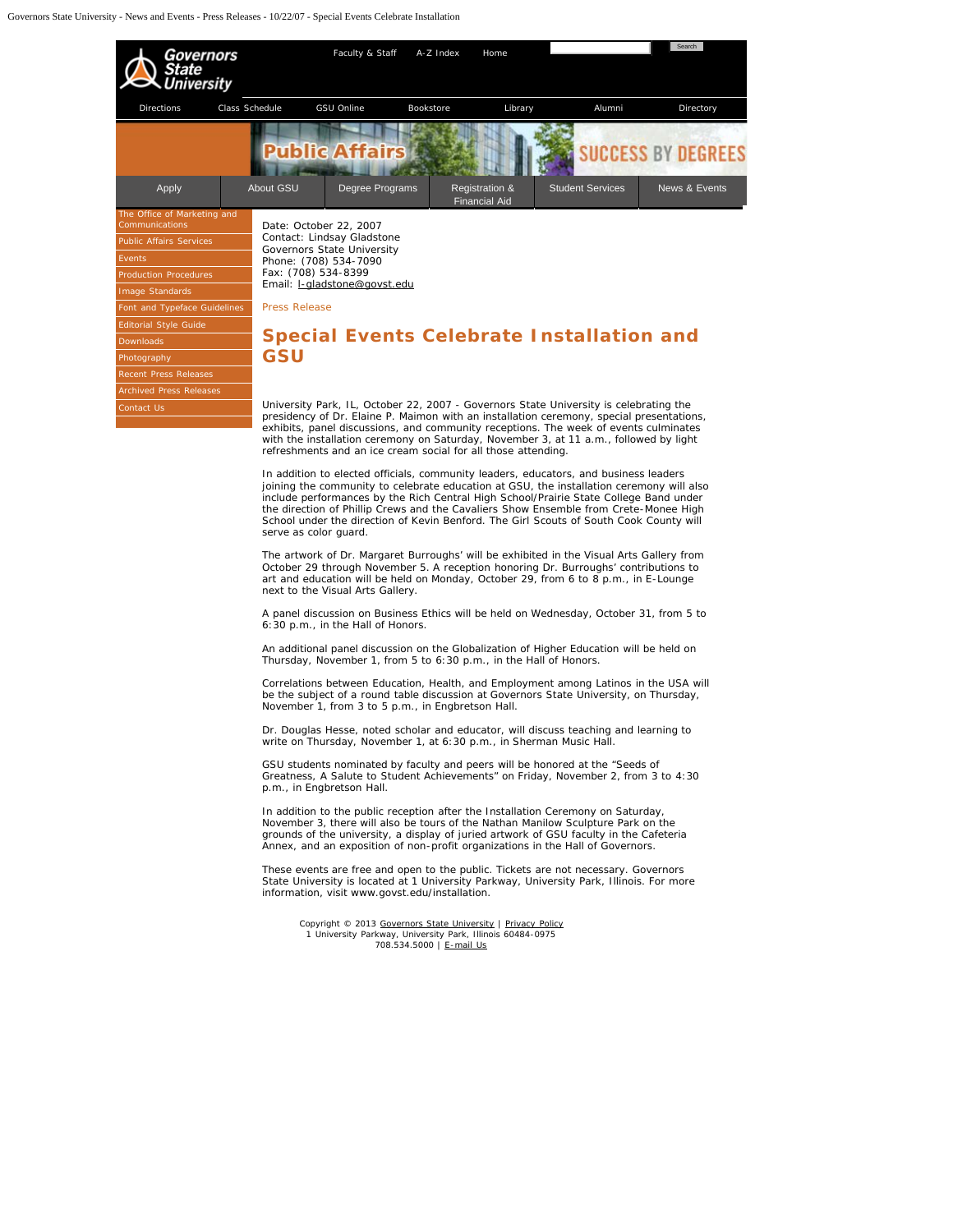Faculty & Staff A-Z Index Home

Search

Directions | Class Schedule | GSU Online | Bookstore | Library | Alumni | Directory

Public Affairs

SUCCESS BY DEGREES

Apply | About GSU | Degree Programs | Registration & Financial Aid | Student Services | News & Events

- The Office of Marketing and Communications
- Public Affairs Services
- Events
- Production Procedures
- Image Standards
- Font and Typeface Guidelines
- Editorial Style Guide
- Downloads
- Photography
- Recent Press Releases
- Archived Press Releases
- Contact Us

Date: October 22, 2007
Contact: Lindsay Gladstone
Governors State University
Phone: (708) 534-7090
Fax: (708) 534-8399
Email: l-gladstone@govst.edu

Press Release

# Special Events Celebrate Installation and GSU

University Park, IL, October 22, 2007 - Governors State University is celebrating the presidency of Dr. Elaine P. Maimon with an installation ceremony, special presentations, exhibits, panel discussions, and community receptions. The week of events culminates with the installation ceremony on Saturday, November 3, at 11 a.m., followed by light refreshments and an ice cream social for all those attending.

In addition to elected officials, community leaders, educators, and business leaders joining the community to celebrate education at GSU, the installation ceremony will also include performances by the Rich Central High School/Prairie State College Band under the direction of Phillip Crews and the Cavaliers Show Ensemble from Crete-Monee High School under the direction of Kevin Benford. The Girl Scouts of South Cook County will serve as color guard.

The artwork of Dr. Margaret Burroughs' will be exhibited in the Visual Arts Gallery from October 29 through November 5. A reception honoring Dr. Burroughs' contributions to art and education will be held on Monday, October 29, from 6 to 8 p.m., in E-Lounge next to the Visual Arts Gallery.

A panel discussion on Business Ethics will be held on Wednesday, October 31, from 5 to 6:30 p.m., in the Hall of Honors.

An additional panel discussion on the Globalization of Higher Education will be held on Thursday, November 1, from 5 to 6:30 p.m., in the Hall of Honors.

Correlations between Education, Health, and Employment among Latinos in the USA will be the subject of a round table discussion at Governors State University, on Thursday, November 1, from 3 to 5 p.m., in Engbretson Hall.

Dr. Douglas Hesse, noted scholar and educator, will discuss teaching and learning to write on Thursday, November 1, at 6:30 p.m., in Sherman Music Hall.

GSU students nominated by faculty and peers will be honored at the "Seeds of Greatness, A Salute to Student Achievements" on Friday, November 2, from 3 to 4:30 p.m., in Engbretson Hall.

In addition to the public reception after the Installation Ceremony on Saturday, November 3, there will also be tours of the Nathan Manilow Sculpture Park on the grounds of the university, a display of juried artwork of GSU faculty in the Cafeteria Annex, and an exposition of non-profit organizations in the Hall of Governors.

These events are free and open to the public. Tickets are not necessary. Governors State University is located at 1 University Parkway, University Park, Illinois. For more information, visit www.govst.edu/installation.

Copyright © 2013 Governors State University | Privacy Policy
1 University Parkway, University Park, Illinois 60484-0975
708.534.5000 | E-mail Us